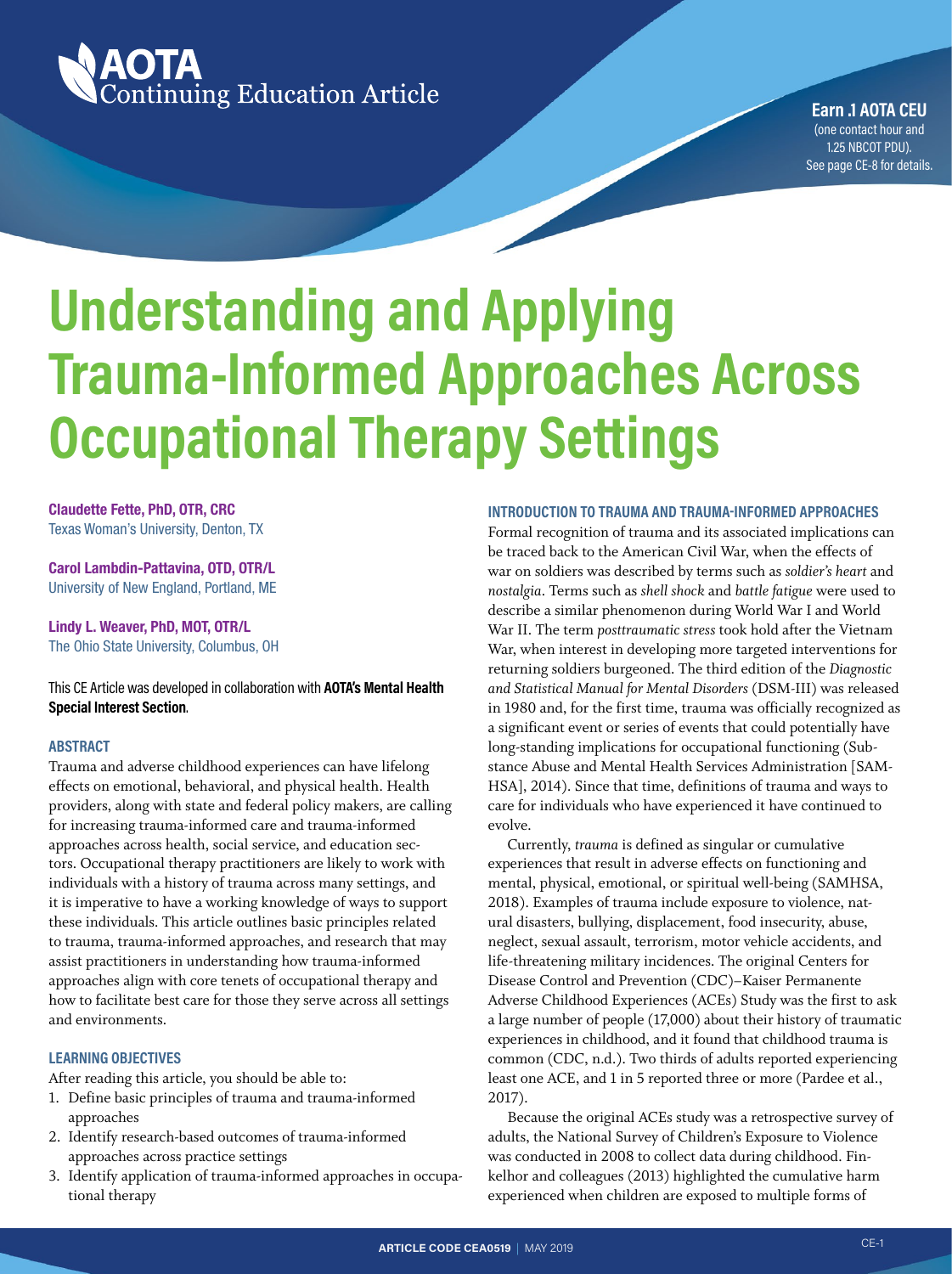AOTA Continuing Education Article

**Earn .1 AOTA CEU** (one contact hour and 1.25 NBCOT PDU). See page CE-8 for details.

# Understanding and Applying Trauma-Informed Approaches Across Occupational Therapy Settings

**Claudette Fette, PhD, OTR, CRC**
Texas Woman's University, Denton, TX

**Carol Lambdin-Pattavina, OTD, OTR/L**
University of New England, Portland, ME

**Lindy L. Weaver, PhD, MOT, OTR/L**
The Ohio State University, Columbus, OH

This CE Article was developed in collaboration with **AOTA's Mental Health Special Interest Section**.

## ABSTRACT

Trauma and adverse childhood experiences can have lifelong effects on emotional, behavioral, and physical health. Health providers, along with state and federal policy makers, are calling for increasing trauma-informed care and trauma-informed approaches across health, social service, and education sectors. Occupational therapy practitioners are likely to work with individuals with a history of trauma across many settings, and it is imperative to have a working knowledge of ways to support these individuals. This article outlines basic principles related to trauma, trauma-informed approaches, and research that may assist practitioners in understanding how trauma-informed approaches align with core tenets of occupational therapy and how to facilitate best care for those they serve across all settings and environments.

## LEARNING OBJECTIVES

After reading this article, you should be able to:

1. Define basic principles of trauma and trauma-informed approaches
2. Identify research-based outcomes of trauma-informed approaches across practice settings
3. Identify application of trauma-informed approaches in occupational therapy

## INTRODUCTION TO TRAUMA AND TRAUMA-INFORMED APPROACHES

Formal recognition of trauma and its associated implications can be traced back to the American Civil War, when the effects of war on soldiers was described by terms such as *soldier's heart* and *nostalgia*. Terms such as *shell shock* and *battle fatigue* were used to describe a similar phenomenon during World War I and World War II. The term *posttraumatic stress* took hold after the Vietnam War, when interest in developing more targeted interventions for returning soldiers burgeoned. The third edition of the *Diagnostic and Statistical Manual for Mental Disorders* (DSM-III) was released in 1980 and, for the first time, trauma was officially recognized as a significant event or series of events that could potentially have long-standing implications for occupational functioning (Substance Abuse and Mental Health Services Administration [SAMHSA], 2014). Since that time, definitions of trauma and ways to care for individuals who have experienced it have continued to evolve.

Currently, *trauma* is defined as singular or cumulative experiences that result in adverse effects on functioning and mental, physical, emotional, or spiritual well-being (SAMHSA, 2018). Examples of trauma include exposure to violence, natural disasters, bullying, displacement, food insecurity, abuse, neglect, sexual assault, terrorism, motor vehicle accidents, and life-threatening military incidences. The original Centers for Disease Control and Prevention (CDC)–Kaiser Permanente Adverse Childhood Experiences (ACEs) Study was the first to ask a large number of people (17,000) about their history of traumatic experiences in childhood, and it found that childhood trauma is common (CDC, n.d.). Two thirds of adults reported experiencing least one ACE, and 1 in 5 reported three or more (Pardee et al., 2017).

Because the original ACEs study was a retrospective survey of adults, the National Survey of Children's Exposure to Violence was conducted in 2008 to collect data during childhood. Finkelhor and colleagues (2013) highlighted the cumulative harm experienced when children are exposed to multiple forms of

**ARTICLE CODE CEA0519** | MAY 2019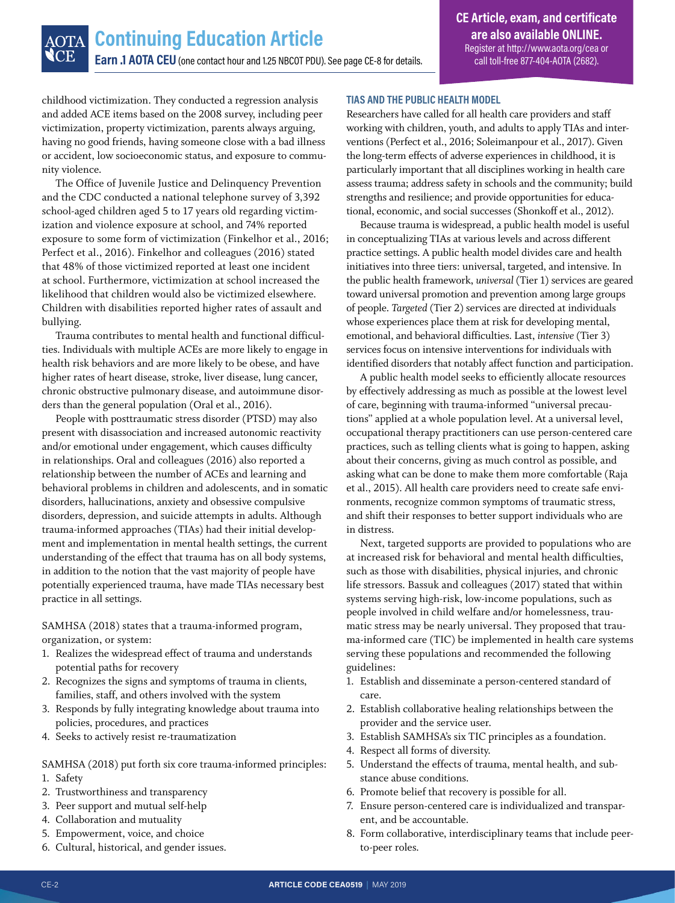childhood victimization. They conducted a regression analysis and added ACE items based on the 2008 survey, including peer victimization, property victimization, parents always arguing, having no good friends, having someone close with a bad illness or accident, low socioeconomic status, and exposure to community violence.

The Office of Juvenile Justice and Delinquency Prevention and the CDC conducted a national telephone survey of 3,392 school-aged children aged 5 to 17 years old regarding victimization and violence exposure at school, and 74% reported exposure to some form of victimization (Finkelhor et al., 2016; Perfect et al., 2016). Finkelhor and colleagues (2016) stated that 48% of those victimized reported at least one incident at school. Furthermore, victimization at school increased the likelihood that children would also be victimized elsewhere. Children with disabilities reported higher rates of assault and bullying.

Trauma contributes to mental health and functional difficulties. Individuals with multiple ACEs are more likely to engage in health risk behaviors and are more likely to be obese, and have higher rates of heart disease, stroke, liver disease, lung cancer, chronic obstructive pulmonary disease, and autoimmune disorders than the general population (Oral et al., 2016).

People with posttraumatic stress disorder (PTSD) may also present with disassociation and increased autonomic reactivity and/or emotional under engagement, which causes difficulty in relationships. Oral and colleagues (2016) also reported a relationship between the number of ACEs and learning and behavioral problems in children and adolescents, and in somatic disorders, hallucinations, anxiety and obsessive compulsive disorders, depression, and suicide attempts in adults. Although trauma-informed approaches (TIAs) had their initial development and implementation in mental health settings, the current understanding of the effect that trauma has on all body systems, in addition to the notion that the vast majority of people have potentially experienced trauma, have made TIAs necessary best practice in all settings.

SAMHSA (2018) states that a trauma-informed program, organization, or system:

1. Realizes the widespread effect of trauma and understands potential paths for recovery
2. Recognizes the signs and symptoms of trauma in clients, families, staff, and others involved with the system
3. Responds by fully integrating knowledge about trauma into policies, procedures, and practices
4. Seeks to actively resist re-traumatization

SAMHSA (2018) put forth six core trauma-informed principles:

1. Safety
2. Trustworthiness and transparency
3. Peer support and mutual self-help
4. Collaboration and mutuality
5. Empowerment, voice, and choice
6. Cultural, historical, and gender issues.

## TIAS AND THE PUBLIC HEALTH MODEL

Researchers have called for all health care providers and staff working with children, youth, and adults to apply TIAs and interventions (Perfect et al., 2016; Soleimanpour et al., 2017). Given the long-term effects of adverse experiences in childhood, it is particularly important that all disciplines working in health care assess trauma; address safety in schools and the community; build strengths and resilience; and provide opportunities for educational, economic, and social successes (Shonkoff et al., 2012).

Because trauma is widespread, a public health model is useful in conceptualizing TIAs at various levels and across different practice settings. A public health model divides care and health initiatives into three tiers: universal, targeted, and intensive. In the public health framework, *universal* (Tier 1) services are geared toward universal promotion and prevention among large groups of people. *Targeted* (Tier 2) services are directed at individuals whose experiences place them at risk for developing mental, emotional, and behavioral difficulties. Last, *intensive* (Tier 3) services focus on intensive interventions for individuals with identified disorders that notably affect function and participation.

A public health model seeks to efficiently allocate resources by effectively addressing as much as possible at the lowest level of care, beginning with trauma-informed "universal precautions" applied at a whole population level. At a universal level, occupational therapy practitioners can use person-centered care practices, such as telling clients what is going to happen, asking about their concerns, giving as much control as possible, and asking what can be done to make them more comfortable (Raja et al., 2015). All health care providers need to create safe environments, recognize common symptoms of traumatic stress, and shift their responses to better support individuals who are in distress.

Next, targeted supports are provided to populations who are at increased risk for behavioral and mental health difficulties, such as those with disabilities, physical injuries, and chronic life stressors. Bassuk and colleagues (2017) stated that within systems serving high-risk, low-income populations, such as people involved in child welfare and/or homelessness, traumatic stress may be nearly universal. They proposed that trauma-informed care (TIC) be implemented in health care systems serving these populations and recommended the following guidelines:

1. Establish and disseminate a person-centered standard of care.
2. Establish collaborative healing relationships between the provider and the service user.
3. Establish SAMHSA's six TIC principles as a foundation.
4. Respect all forms of diversity.
5. Understand the effects of trauma, mental health, and substance abuse conditions.
6. Promote belief that recovery is possible for all.
7. Ensure person-centered care is individualized and transparent, and be accountable.
8. Form collaborative, interdisciplinary teams that include peer-to-peer roles.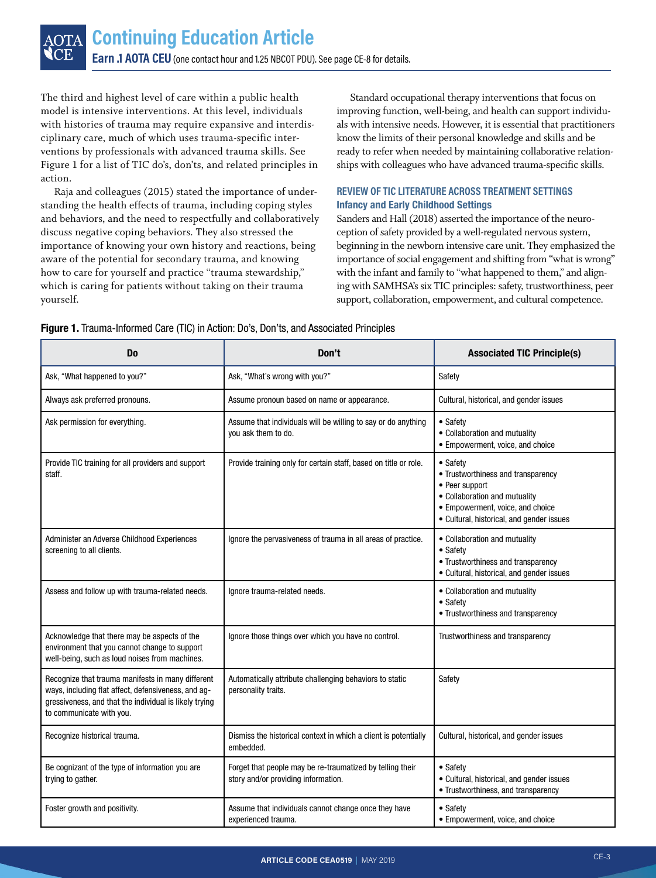The third and highest level of care within a public health model is intensive interventions. At this level, individuals with histories of trauma may require expansive and interdisciplinary care, much of which uses trauma-specific interventions by professionals with advanced trauma skills. See Figure 1 for a list of TIC do's, don'ts, and related principles in action.

Raja and colleagues (2015) stated the importance of understanding the health effects of trauma, including coping styles and behaviors, and the need to respectfully and collaboratively discuss negative coping behaviors. They also stressed the importance of knowing your own history and reactions, being aware of the potential for secondary trauma, and knowing how to care for yourself and practice "trauma stewardship," which is caring for patients without taking on their trauma yourself.

Standard occupational therapy interventions that focus on improving function, well-being, and health can support individuals with intensive needs. However, it is essential that practitioners know the limits of their personal knowledge and skills and be ready to refer when needed by maintaining collaborative relationships with colleagues who have advanced trauma-specific skills.

## REVIEW OF TIC LITERATURE ACROSS TREATMENT SETTINGS

### Infancy and Early Childhood Settings

Sanders and Hall (2018) asserted the importance of the neuroception of safety provided by a well-regulated nervous system, beginning in the newborn intensive care unit. They emphasized the importance of social engagement and shifting from "what is wrong" with the infant and family to "what happened to them," and aligning with SAMHSA's six TIC principles: safety, trustworthiness, peer support, collaboration, empowerment, and cultural competence.

**Figure 1.** Trauma-Informed Care (TIC) in Action: Do's, Don'ts, and Associated Principles

| Do | Don't | Associated TIC Principle(s) |
|---|---|---|
| Ask, "What happened to you?" | Ask, "What's wrong with you?" | Safety |
| Always ask preferred pronouns. | Assume pronoun based on name or appearance. | Cultural, historical, and gender issues |
| Ask permission for everything. | Assume that individuals will be willing to say or do anything you ask them to do. | • Safety<br>• Collaboration and mutuality<br>• Empowerment, voice, and choice |
| Provide TIC training for all providers and support staff. | Provide training only for certain staff, based on title or role. | • Safety<br>• Trustworthiness and transparency<br>• Peer support<br>• Collaboration and mutuality<br>• Empowerment, voice, and choice<br>• Cultural, historical, and gender issues |
| Administer an Adverse Childhood Experiences screening to all clients. | Ignore the pervasiveness of trauma in all areas of practice. | • Collaboration and mutuality<br>• Safety<br>• Trustworthiness and transparency<br>• Cultural, historical, and gender issues |
| Assess and follow up with trauma-related needs. | Ignore trauma-related needs. | • Collaboration and mutuality<br>• Safety<br>• Trustworthiness and transparency |
| Acknowledge that there may be aspects of the environment that you cannot change to support well-being, such as loud noises from machines. | Ignore those things over which you have no control. | Trustworthiness and transparency |
| Recognize that trauma manifests in many different ways, including flat affect, defensiveness, and aggressiveness, and that the individual is likely trying to communicate with you. | Automatically attribute challenging behaviors to static personality traits. | Safety |
| Recognize historical trauma. | Dismiss the historical context in which a client is potentially embedded. | Cultural, historical, and gender issues |
| Be cognizant of the type of information you are trying to gather. | Forget that people may be re-traumatized by telling their story and/or providing information. | • Safety<br>• Cultural, historical, and gender issues<br>• Trustworthiness, and transparency |
| Foster growth and positivity. | Assume that individuals cannot change once they have experienced trauma. | • Safety<br>• Empowerment, voice, and choice |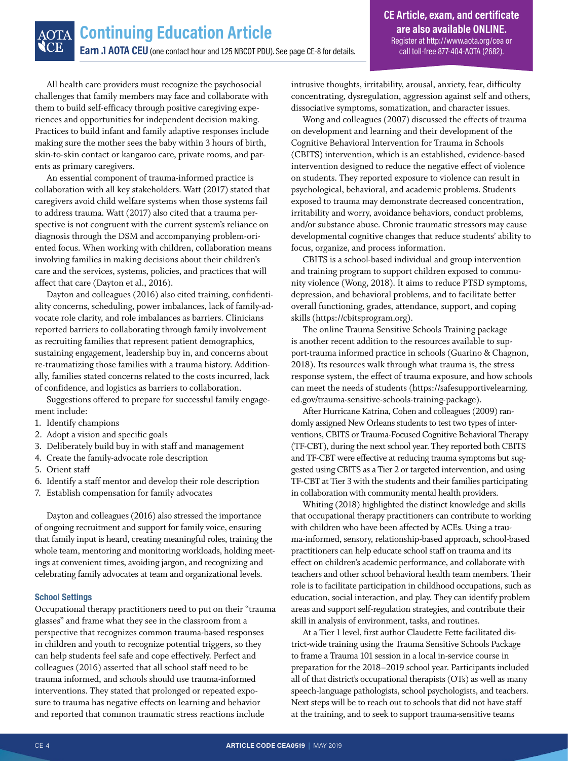All health care providers must recognize the psychosocial challenges that family members may face and collaborate with them to build self-efficacy through positive caregiving experiences and opportunities for independent decision making. Practices to build infant and family adaptive responses include making sure the mother sees the baby within 3 hours of birth, skin-to-skin contact or kangaroo care, private rooms, and parents as primary caregivers.

An essential component of trauma-informed practice is collaboration with all key stakeholders. Watt (2017) stated that caregivers avoid child welfare systems when those systems fail to address trauma. Watt (2017) also cited that a trauma perspective is not congruent with the current system's reliance on diagnosis through the DSM and accompanying problem-oriented focus. When working with children, collaboration means involving families in making decisions about their children's care and the services, systems, policies, and practices that will affect that care (Dayton et al., 2016).

Dayton and colleagues (2016) also cited training, confidentiality concerns, scheduling, power imbalances, lack of family-advocate role clarity, and role imbalances as barriers. Clinicians reported barriers to collaborating through family involvement as recruiting families that represent patient demographics, sustaining engagement, leadership buy in, and concerns about re-traumatizing those families with a trauma history. Additionally, families stated concerns related to the costs incurred, lack of confidence, and logistics as barriers to collaboration.

Suggestions offered to prepare for successful family engagement include:

1. Identify champions
2. Adopt a vision and specific goals
3. Deliberately build buy in with staff and management
4. Create the family-advocate role description
5. Orient staff
6. Identify a staff mentor and develop their role description
7. Establish compensation for family advocates

Dayton and colleagues (2016) also stressed the importance of ongoing recruitment and support for family voice, ensuring that family input is heard, creating meaningful roles, training the whole team, mentoring and monitoring workloads, holding meetings at convenient times, avoiding jargon, and recognizing and celebrating family advocates at team and organizational levels.

### School Settings

Occupational therapy practitioners need to put on their "trauma glasses" and frame what they see in the classroom from a perspective that recognizes common trauma-based responses in children and youth to recognize potential triggers, so they can help students feel safe and cope effectively. Perfect and colleagues (2016) asserted that all school staff need to be trauma informed, and schools should use trauma-informed interventions. They stated that prolonged or repeated exposure to trauma has negative effects on learning and behavior and reported that common traumatic stress reactions include intrusive thoughts, irritability, arousal, anxiety, fear, difficulty concentrating, dysregulation, aggression against self and others, dissociative symptoms, somatization, and character issues.

Wong and colleagues (2007) discussed the effects of trauma on development and learning and their development of the Cognitive Behavioral Intervention for Trauma in Schools (CBITS) intervention, which is an established, evidence-based intervention designed to reduce the negative effect of violence on students. They reported exposure to violence can result in psychological, behavioral, and academic problems. Students exposed to trauma may demonstrate decreased concentration, irritability and worry, avoidance behaviors, conduct problems, and/or substance abuse. Chronic traumatic stressors may cause developmental cognitive changes that reduce students' ability to focus, organize, and process information.

CBITS is a school-based individual and group intervention and training program to support children exposed to community violence (Wong, 2018). It aims to reduce PTSD symptoms, depression, and behavioral problems, and to facilitate better overall functioning, grades, attendance, support, and coping skills (https://cbitsprogram.org).

The online Trauma Sensitive Schools Training package is another recent addition to the resources available to support-trauma informed practice in schools (Guarino & Chagnon, 2018). Its resources walk through what trauma is, the stress response system, the effect of trauma exposure, and how schools can meet the needs of students (https://safesupportivelearning.ed.gov/trauma-sensitive-schools-training-package).

After Hurricane Katrina, Cohen and colleagues (2009) randomly assigned New Orleans students to test two types of interventions, CBITS or Trauma-Focused Cognitive Behavioral Therapy (TF-CBT), during the next school year. They reported both CBITS and TF-CBT were effective at reducing trauma symptoms but suggested using CBITS as a Tier 2 or targeted intervention, and using TF-CBT at Tier 3 with the students and their families participating in collaboration with community mental health providers.

Whiting (2018) highlighted the distinct knowledge and skills that occupational therapy practitioners can contribute to working with children who have been affected by ACEs. Using a trauma-informed, sensory, relationship-based approach, school-based practitioners can help educate school staff on trauma and its effect on children's academic performance, and collaborate with teachers and other school behavioral health team members. Their role is to facilitate participation in childhood occupations, such as education, social interaction, and play. They can identify problem areas and support self-regulation strategies, and contribute their skill in analysis of environment, tasks, and routines.

At a Tier 1 level, first author Claudette Fette facilitated district-wide training using the Trauma Sensitive Schools Package to frame a Trauma 101 session in a local in-service course in preparation for the 2018–2019 school year. Participants included all of that district's occupational therapists (OTs) as well as many speech-language pathologists, school psychologists, and teachers. Next steps will be to reach out to schools that did not have staff at the training, and to seek to support trauma-sensitive teams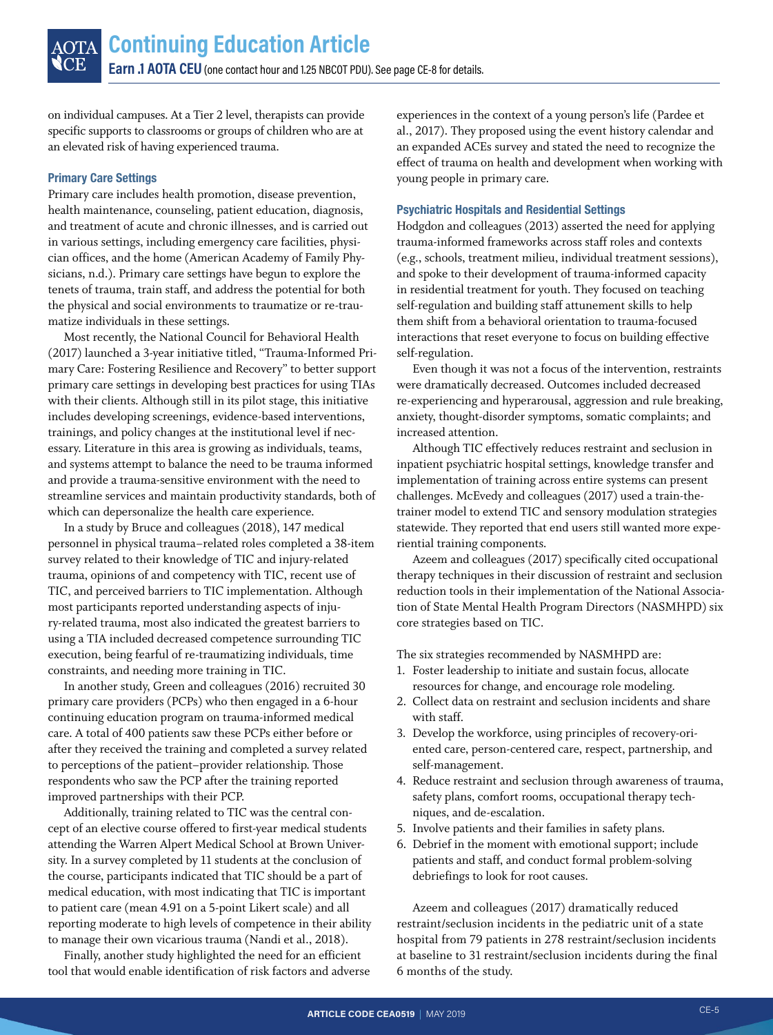on individual campuses. At a Tier 2 level, therapists can provide specific supports to classrooms or groups of children who are at an elevated risk of having experienced trauma.

### Primary Care Settings

Primary care includes health promotion, disease prevention, health maintenance, counseling, patient education, diagnosis, and treatment of acute and chronic illnesses, and is carried out in various settings, including emergency care facilities, physician offices, and the home (American Academy of Family Physicians, n.d.). Primary care settings have begun to explore the tenets of trauma, train staff, and address the potential for both the physical and social environments to traumatize or re-traumatize individuals in these settings.

Most recently, the National Council for Behavioral Health (2017) launched a 3-year initiative titled, "Trauma-Informed Primary Care: Fostering Resilience and Recovery" to better support primary care settings in developing best practices for using TIAs with their clients. Although still in its pilot stage, this initiative includes developing screenings, evidence-based interventions, trainings, and policy changes at the institutional level if necessary. Literature in this area is growing as individuals, teams, and systems attempt to balance the need to be trauma informed and provide a trauma-sensitive environment with the need to streamline services and maintain productivity standards, both of which can depersonalize the health care experience.

In a study by Bruce and colleagues (2018), 147 medical personnel in physical trauma–related roles completed a 38-item survey related to their knowledge of TIC and injury-related trauma, opinions of and competency with TIC, recent use of TIC, and perceived barriers to TIC implementation. Although most participants reported understanding aspects of injury-related trauma, most also indicated the greatest barriers to using a TIA included decreased competence surrounding TIC execution, being fearful of re-traumatizing individuals, time constraints, and needing more training in TIC.

In another study, Green and colleagues (2016) recruited 30 primary care providers (PCPs) who then engaged in a 6-hour continuing education program on trauma-informed medical care. A total of 400 patients saw these PCPs either before or after they received the training and completed a survey related to perceptions of the patient–provider relationship. Those respondents who saw the PCP after the training reported improved partnerships with their PCP.

Additionally, training related to TIC was the central concept of an elective course offered to first-year medical students attending the Warren Alpert Medical School at Brown University. In a survey completed by 11 students at the conclusion of the course, participants indicated that TIC should be a part of medical education, with most indicating that TIC is important to patient care (mean 4.91 on a 5-point Likert scale) and all reporting moderate to high levels of competence in their ability to manage their own vicarious trauma (Nandi et al., 2018).

Finally, another study highlighted the need for an efficient tool that would enable identification of risk factors and adverse experiences in the context of a young person's life (Pardee et al., 2017). They proposed using the event history calendar and an expanded ACEs survey and stated the need to recognize the effect of trauma on health and development when working with young people in primary care.

### Psychiatric Hospitals and Residential Settings

Hodgdon and colleagues (2013) asserted the need for applying trauma-informed frameworks across staff roles and contexts (e.g., schools, treatment milieu, individual treatment sessions), and spoke to their development of trauma-informed capacity in residential treatment for youth. They focused on teaching self-regulation and building staff attunement skills to help them shift from a behavioral orientation to trauma-focused interactions that reset everyone to focus on building effective self-regulation.

Even though it was not a focus of the intervention, restraints were dramatically decreased. Outcomes included decreased re-experiencing and hyperarousal, aggression and rule breaking, anxiety, thought-disorder symptoms, somatic complaints; and increased attention.

Although TIC effectively reduces restraint and seclusion in inpatient psychiatric hospital settings, knowledge transfer and implementation of training across entire systems can present challenges. McEvedy and colleagues (2017) used a train-the-trainer model to extend TIC and sensory modulation strategies statewide. They reported that end users still wanted more experiential training components.

Azeem and colleagues (2017) specifically cited occupational therapy techniques in their discussion of restraint and seclusion reduction tools in their implementation of the National Association of State Mental Health Program Directors (NASMHPD) six core strategies based on TIC.

The six strategies recommended by NASMHPD are:

1. Foster leadership to initiate and sustain focus, allocate resources for change, and encourage role modeling.
2. Collect data on restraint and seclusion incidents and share with staff.
3. Develop the workforce, using principles of recovery-oriented care, person-centered care, respect, partnership, and self-management.
4. Reduce restraint and seclusion through awareness of trauma, safety plans, comfort rooms, occupational therapy techniques, and de-escalation.
5. Involve patients and their families in safety plans.
6. Debrief in the moment with emotional support; include patients and staff, and conduct formal problem-solving debriefings to look for root causes.

Azeem and colleagues (2017) dramatically reduced restraint/seclusion incidents in the pediatric unit of a state hospital from 79 patients in 278 restraint/seclusion incidents at baseline to 31 restraint/seclusion incidents during the final 6 months of the study.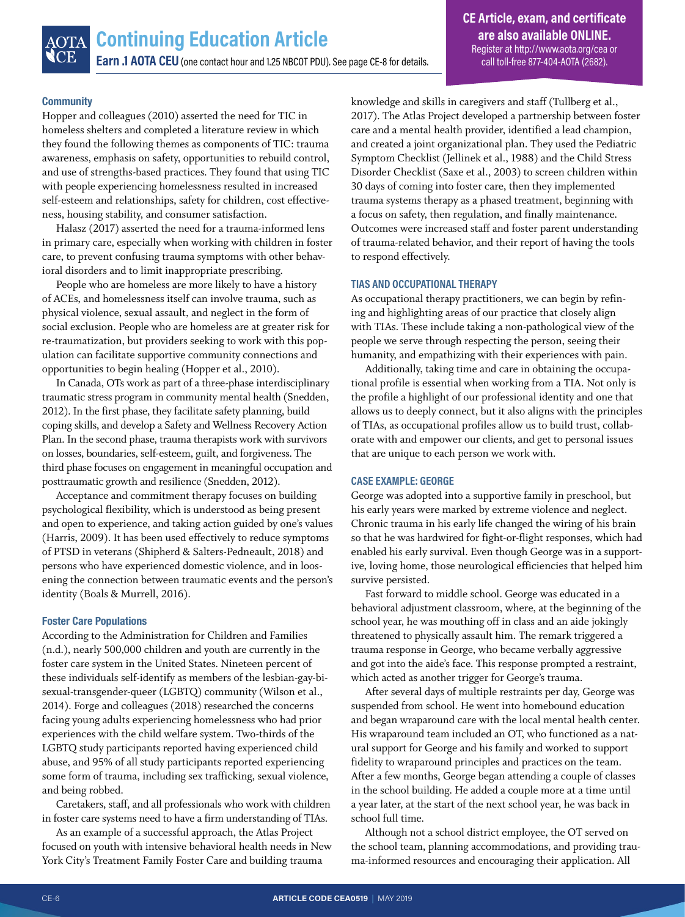### Community

Hopper and colleagues (2010) asserted the need for TIC in homeless shelters and completed a literature review in which they found the following themes as components of TIC: trauma awareness, emphasis on safety, opportunities to rebuild control, and use of strengths-based practices. They found that using TIC with people experiencing homelessness resulted in increased self-esteem and relationships, safety for children, cost effectiveness, housing stability, and consumer satisfaction.

Halasz (2017) asserted the need for a trauma-informed lens in primary care, especially when working with children in foster care, to prevent confusing trauma symptoms with other behavioral disorders and to limit inappropriate prescribing.

People who are homeless are more likely to have a history of ACEs, and homelessness itself can involve trauma, such as physical violence, sexual assault, and neglect in the form of social exclusion. People who are homeless are at greater risk for re-traumatization, but providers seeking to work with this population can facilitate supportive community connections and opportunities to begin healing (Hopper et al., 2010).

In Canada, OTs work as part of a three-phase interdisciplinary traumatic stress program in community mental health (Snedden, 2012). In the first phase, they facilitate safety planning, build coping skills, and develop a Safety and Wellness Recovery Action Plan. In the second phase, trauma therapists work with survivors on losses, boundaries, self-esteem, guilt, and forgiveness. The third phase focuses on engagement in meaningful occupation and posttraumatic growth and resilience (Snedden, 2012).

Acceptance and commitment therapy focuses on building psychological flexibility, which is understood as being present and open to experience, and taking action guided by one's values (Harris, 2009). It has been used effectively to reduce symptoms of PTSD in veterans (Shipherd & Salters-Pedneault, 2018) and persons who have experienced domestic violence, and in loosening the connection between traumatic events and the person's identity (Boals & Murrell, 2016).

### Foster Care Populations

According to the Administration for Children and Families (n.d.), nearly 500,000 children and youth are currently in the foster care system in the United States. Nineteen percent of these individuals self-identify as members of the lesbian-gay-bisexual-transgender-queer (LGBTQ) community (Wilson et al., 2014). Forge and colleagues (2018) researched the concerns facing young adults experiencing homelessness who had prior experiences with the child welfare system. Two-thirds of the LGBTQ study participants reported having experienced child abuse, and 95% of all study participants reported experiencing some form of trauma, including sex trafficking, sexual violence, and being robbed.

Caretakers, staff, and all professionals who work with children in foster care systems need to have a firm understanding of TIAs.

As an example of a successful approach, the Atlas Project focused on youth with intensive behavioral health needs in New York City's Treatment Family Foster Care and building trauma knowledge and skills in caregivers and staff (Tullberg et al., 2017). The Atlas Project developed a partnership between foster care and a mental health provider, identified a lead champion, and created a joint organizational plan. They used the Pediatric Symptom Checklist (Jellinek et al., 1988) and the Child Stress Disorder Checklist (Saxe et al., 2003) to screen children within 30 days of coming into foster care, then they implemented trauma systems therapy as a phased treatment, beginning with a focus on safety, then regulation, and finally maintenance. Outcomes were increased staff and foster parent understanding of trauma-related behavior, and their report of having the tools to respond effectively.

## TIAS AND OCCUPATIONAL THERAPY

As occupational therapy practitioners, we can begin by refining and highlighting areas of our practice that closely align with TIAs. These include taking a non-pathological view of the people we serve through respecting the person, seeing their humanity, and empathizing with their experiences with pain.

Additionally, taking time and care in obtaining the occupational profile is essential when working from a TIA. Not only is the profile a highlight of our professional identity and one that allows us to deeply connect, but it also aligns with the principles of TIAs, as occupational profiles allow us to build trust, collaborate with and empower our clients, and get to personal issues that are unique to each person we work with.

## CASE EXAMPLE: GEORGE

George was adopted into a supportive family in preschool, but his early years were marked by extreme violence and neglect. Chronic trauma in his early life changed the wiring of his brain so that he was hardwired for fight-or-flight responses, which had enabled his early survival. Even though George was in a supportive, loving home, those neurological efficiencies that helped him survive persisted.

Fast forward to middle school. George was educated in a behavioral adjustment classroom, where, at the beginning of the school year, he was mouthing off in class and an aide jokingly threatened to physically assault him. The remark triggered a trauma response in George, who became verbally aggressive and got into the aide's face. This response prompted a restraint, which acted as another trigger for George's trauma.

After several days of multiple restraints per day, George was suspended from school. He went into homebound education and began wraparound care with the local mental health center. His wraparound team included an OT, who functioned as a natural support for George and his family and worked to support fidelity to wraparound principles and practices on the team. After a few months, George began attending a couple of classes in the school building. He added a couple more at a time until a year later, at the start of the next school year, he was back in school full time.

Although not a school district employee, the OT served on the school team, planning accommodations, and providing trauma-informed resources and encouraging their application. All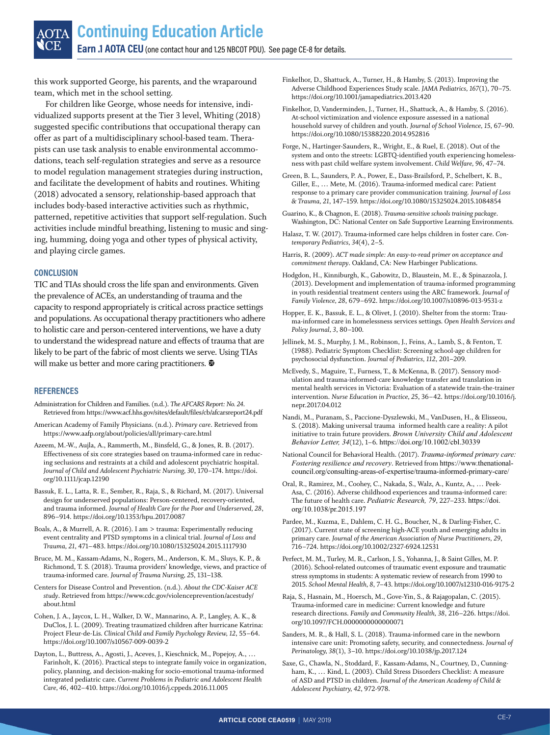this work supported George, his parents, and the wraparound team, which met in the school setting.

For children like George, whose needs for intensive, individualized supports present at the Tier 3 level, Whiting (2018) suggested specific contributions that occupational therapy can offer as part of a multidisciplinary school-based team. Therapists can use task analysis to enable environmental accommodations, teach self-regulation strategies and serve as a resource to model regulation management strategies during instruction, and facilitate the development of habits and routines. Whiting (2018) advocated a sensory, relationship-based approach that includes body-based interactive activities such as rhythmic, patterned, repetitive activities that support self-regulation. Such activities include mindful breathing, listening to music and singing, humming, doing yoga and other types of physical activity, and playing circle games.

## CONCLUSION

TIC and TIAs should cross the life span and environments. Given the prevalence of ACEs, an understanding of trauma and the capacity to respond appropriately is critical across practice settings and populations. As occupational therapy practitioners who adhere to holistic care and person-centered interventions, we have a duty to understand the widespread nature and effects of trauma that are likely to be part of the fabric of most clients we serve. Using TIAs will make us better and more caring practitioners.

## REFERENCES

Administration for Children and Families. (n.d.). *The AFCARS Report: No. 24*. Retrieved from https://www.acf.hhs.gov/sites/default/files/cb/afcarsreport24.pdf

American Academy of Family Physicians. (n.d.). *Primary care*. Retrieved from https://www.aafp.org/about/policies/all/primary-care.html

Azeem, M.-W., Aujla, A., Rammerth, M., Binsfeld, G., & Jones, R. B. (2017). Effectiveness of six core strategies based on trauma-informed care in reducing seclusions and restraints at a child and adolescent psychiatric hospital. *Journal of Child and Adolescent Psychiatric Nursing, 30*, 170–174. https://doi.org/10.1111/jcap.12190

Bassuk, E. L., Latta, R. E., Sember, R., Raja, S., & Richard, M. (2017). Universal design for underserved populations: Person-centered, recovery-oriented, and trauma informed. *Journal of Health Care for the Poor and Underserved, 28*, 896–914. https://doi.org/10.1353/hpu.2017.0087

Boals, A., & Murrell, A. R. (2016). I am > trauma: Experimentally reducing event centrality and PTSD symptoms in a clinical trial. *Journal of Loss and Trauma, 21*, 471–483. https://doi.org/10.1080/15325024.2015.1117930

Bruce, M. M., Kassam-Adams, N., Rogers, M., Anderson, K. M., Sluys, K. P., & Richmond, T. S. (2018). Trauma providers' knowledge, views, and practice of trauma-informed care. *Journal of Trauma Nursing, 25*, 131–138.

Centers for Disease Control and Prevention. (n.d.). *About the CDC-Kaiser ACE study*. Retrieved from https://www.cdc.gov/violenceprevention/acestudy/about.html

Cohen, J. A., Jaycox, L. H., Walker, D. W., Mannarino, A. P., Langley, A. K., & DuClos, J. L. (2009). Treating traumatized children after hurricane Katrina: Project Fleur-de-Lis. *Clinical Child and Family Psychology Review, 12*, 55–64. https://doi.org/10.1007/s10567-009-0039-2

Dayton, L., Buttress, A., Agosti, J., Aceves, J., Kieschnick, M., Popejoy, A., … Farinholt, K. (2016). Practical steps to integrate family voice in organization, policy, planning, and decision-making for socio-emotional trauma-informed integrated pediatric care. *Current Problems in Pediatric and Adolescent Health Care, 46*, 402–410. https://doi.org/10.1016/j.cppeds.2016.11.005

Finkelhor, D., Shattuck, A., Turner, H., & Hamby, S. (2013). Improving the Adverse Childhood Experiences Study scale. *JAMA Pediatrics, 167*(1), 70–75. https://doi.org/10.1001/jamapediatrics.2013.420

Finkelhor, D, Vanderminden, J., Turner, H., Shattuck, A., & Hamby, S. (2016). At-school victimization and violence exposure assessed in a national household survey of children and youth. *Journal of School Violence, 15*, 67–90. https://doi.org/10.1080/15388220.2014.952816

Forge, N., Hartinger-Saunders, R., Wright, E., & Ruel, E. (2018). Out of the system and onto the streets: LGBTQ-identified youth experiencing homelessness with past child welfare system involvement. *Child Welfare, 96*, 47–74.

Green, B. L., Saunders, P. A., Power, E., Dass-Brailsford, P., Schelbert, K. B., Giller, E., … Mete, M. (2016). Trauma-informed medical care: Patient response to a primary care provider communication training. *Journal of Loss & Trauma, 21*, 147–159. https://doi.org/10.1080/15325024.2015.1084854

Guarino, K., & Chagnon, E. (2018). *Trauma-sensitive schools training package*. Washington, DC: National Center on Safe Supportive Learning Environments.

Halasz, T. W. (2017). Trauma-informed care helps children in foster care. *Contemporary Pediatrics, 34*(4), 2–5.

Harris, R. (2009). *ACT made simple: An easy-to-read primer on acceptance and commitment therapy*. Oakland, CA: New Harbinger Publications.

Hodgdon, H., Kinniburgh, K., Gabowitz, D., Blaustein, M. E., & Spinazzola, J. (2013). Development and implementation of trauma-informed programming in youth residential treatment centers using the ARC framework. *Journal of Family Violence, 28*, 679–692. https://doi.org/10.1007/s10896-013-9531-z

Hopper, E. K., Bassuk, E. L., & Olivet, J. (2010). Shelter from the storm: Trauma-informed care in homelessness services settings. *Open Health Services and Policy Journal, 3*, 80–100.

Jellinek, M. S., Murphy, J. M., Robinson, J., Feins, A., Lamb, S., & Fenton, T. (1988). Pediatric Symptom Checklist: Screening school-age children for psychosocial dysfunction. *Journal of Pediatrics, 112*, 201–209.

McEvedy, S., Maguire, T., Furness, T., & McKenna, B. (2017). Sensory modulation and trauma-informed-care knowledge transfer and translation in mental health services in Victoria: Evaluation of a statewide train-the-trainer intervention. *Nurse Education in Practice, 25*, 36–42. https://doi.org/10.1016/j.nepr.2017.04.012

Nandi, M., Puranam, S., Paccione-Dyszlewski, M., VanDusen, H., & Elisseou, S. (2018). Making universal trauma informed health care a reality: A pilot initiative to train future providers. *Brown University Child and Adolescent Behavior Letter, 34*(12), 1–6. https://doi.org/10.1002/cbl.30339

National Council for Behavioral Health. (2017). *Trauma-informed primary care: Fostering resilience and recovery*. Retrieved from https://www.thenationalcouncil.org/consulting-areas-of-expertise/trauma-informed-primary-care/

Oral, R., Ramirez, M., Coohey, C., Nakada, S., Walz, A., Kuntz, A., … Peek-Asa, C. (2016). Adverse childhood experiences and trauma-informed care: The future of health care. *Pediatric Research, 79*, 227–233. https://doi.org/10.1038/pr.2015.197

Pardee, M., Kuzma, E., Dahlem, C. H. G., Boucher, N., & Darling-Fisher, C. (2017). Current state of screening high-ACE youth and emerging adults in primary care. *Journal of the American Association of Nurse Practitioners, 29*, 716–724. https://doi.org/10.1002/2327-6924.12531

Perfect, M. M., Turley, M. R., Carlson, J. S., Yohanna, J., & Saint Gilles, M. P. (2016). School-related outcomes of traumatic event exposure and traumatic stress symptoms in students: A systematic review of research from 1990 to 2015. *School Mental Health, 8*, 7–43. https://doi.org/10.1007/s12310-016-9175-2

Raja, S., Hasnain, M., Hoersch, M., Gove-Yin, S., & Rajagopalan, C. (2015). Trauma-informed care in medicine: Current knowledge and future research directions. *Family and Community Health, 38*, 216–226. https://doi.org/10.1097/FCH.0000000000000071

Sanders, M. R., & Hall, S. L. (2018). Trauma-informed care in the newborn intensive care unit: Promoting safety, security, and connectedness. *Journal of Perinatology, 38*(1), 3–10. https://doi.org/10.1038/jp.2017.124

Saxe, G., Chawla, N., Stoddard, F., Kassam-Adams, N., Courtney, D., Cunningham, K., … Kind, L. (2003). Child Stress Disorders Checklist: A measure of ASD and PTSD in children. *Journal of the American Academy of Child & Adolescent Psychiatry, 42*, 972-978.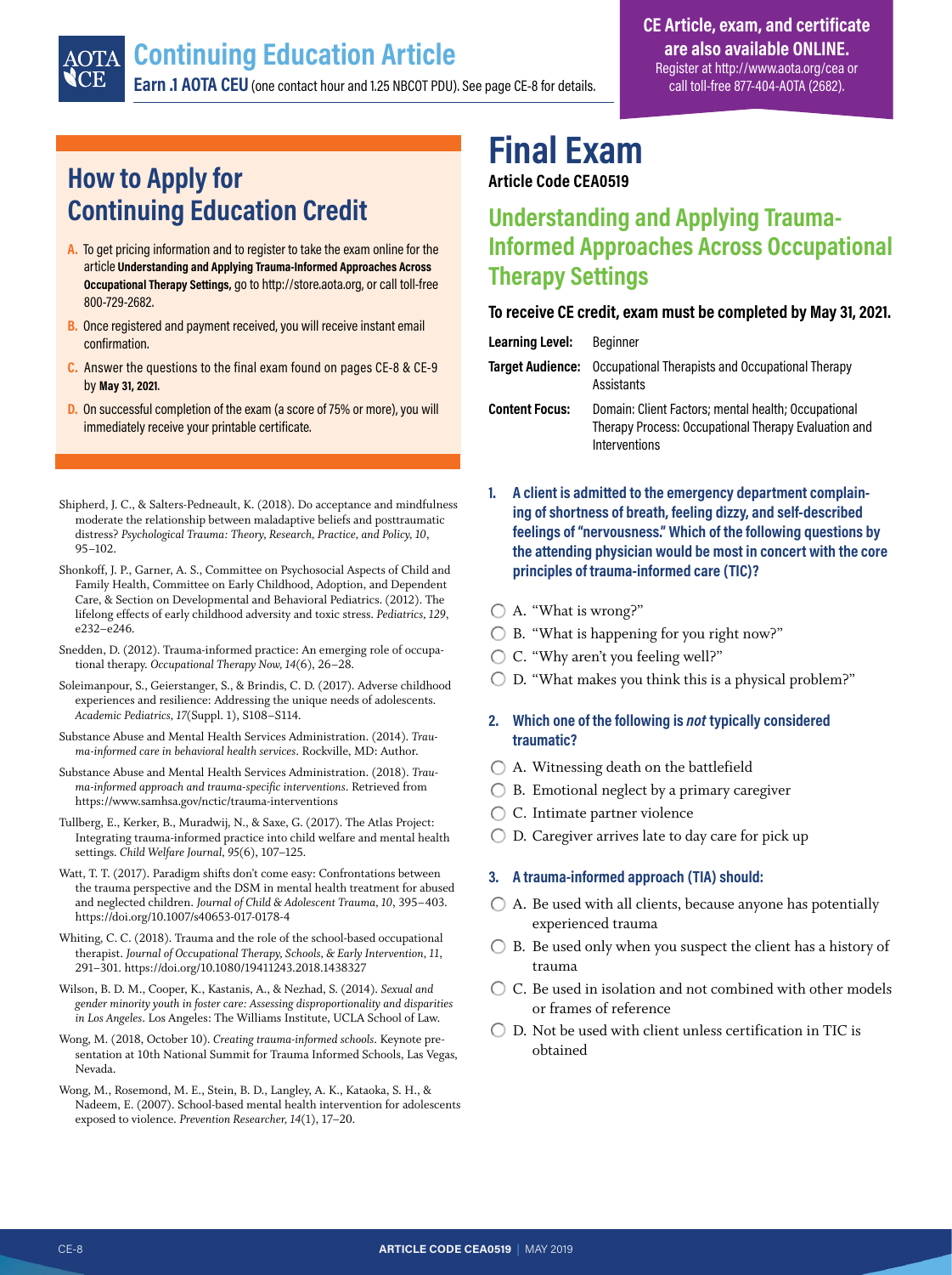# Continuing Education Article

**Earn .1 AOTA CEU** (one contact hour and 1.25 NBCOT PDU). See page CE-8 for details.

**CE Article, exam, and certificate are also available ONLINE.**
Register at http://www.aota.org/cea or call toll-free 877-404-AOTA (2682).

## How to Apply for Continuing Education Credit

**A.** To get pricing information and to register to take the exam online for the article **Understanding and Applying Trauma-Informed Approaches Across Occupational Therapy Settings,** go to http://store.aota.org, or call toll-free 800-729-2682.

**B.** Once registered and payment received, you will receive instant email confirmation.

**C.** Answer the questions to the final exam found on pages CE-8 & CE-9 by **May 31, 2021.**

**D.** On successful completion of the exam (a score of 75% or more), you will immediately receive your printable certificate.

Shipherd, J. C., & Salters-Pedneault, K. (2018). Do acceptance and mindfulness moderate the relationship between maladaptive beliefs and posttraumatic distress? *Psychological Trauma: Theory, Research, Practice, and Policy, 10*, 95–102.

Shonkoff, J. P., Garner, A. S., Committee on Psychosocial Aspects of Child and Family Health, Committee on Early Childhood, Adoption, and Dependent Care, & Section on Developmental and Behavioral Pediatrics. (2012). The lifelong effects of early childhood adversity and toxic stress. *Pediatrics, 129*, e232–e246.

Snedden, D. (2012). Trauma-informed practice: An emerging role of occupational therapy. *Occupational Therapy Now, 14*(6), 26–28.

Soleimanpour, S., Geierstanger, S., & Brindis, C. D. (2017). Adverse childhood experiences and resilience: Addressing the unique needs of adolescents. *Academic Pediatrics, 17*(Suppl. 1), S108–S114.

Substance Abuse and Mental Health Services Administration. (2014). *Trauma-informed care in behavioral health services*. Rockville, MD: Author.

Substance Abuse and Mental Health Services Administration. (2018). *Trauma-informed approach and trauma-specific interventions*. Retrieved from https://www.samhsa.gov/nctic/trauma-interventions

Tullberg, E., Kerker, B., Muradwij, N., & Saxe, G. (2017). The Atlas Project: Integrating trauma-informed practice into child welfare and mental health settings. *Child Welfare Journal, 95*(6), 107–125.

Watt, T. T. (2017). Paradigm shifts don't come easy: Confrontations between the trauma perspective and the DSM in mental health treatment for abused and neglected children. *Journal of Child & Adolescent Trauma, 10*, 395–403. https://doi.org/10.1007/s40653-017-0178-4

Whiting, C. C. (2018). Trauma and the role of the school-based occupational therapist. *Journal of Occupational Therapy, Schools, & Early Intervention, 11*, 291–301. https://doi.org/10.1080/19411243.2018.1438327

Wilson, B. D. M., Cooper, K., Kastanis, A., & Nezhad, S. (2014). *Sexual and gender minority youth in foster care: Assessing disproportionality and disparities in Los Angeles*. Los Angeles: The Williams Institute, UCLA School of Law.

Wong, M. (2018, October 10). *Creating trauma-informed schools*. Keynote presentation at 10th National Summit for Trauma Informed Schools, Las Vegas, Nevada.

Wong, M., Rosemond, M. E., Stein, B. D., Langley, A. K., Kataoka, S. H., & Nadeem, E. (2007). School-based mental health intervention for adolescents exposed to violence. *Prevention Researcher, 14*(1), 17–20.

# Final Exam

**Article Code CEA0519**

## Understanding and Applying Trauma-Informed Approaches Across Occupational Therapy Settings

**To receive CE credit, exam must be completed by May 31, 2021.**

**Learning Level:** Beginner

**Target Audience:** Occupational Therapists and Occupational Therapy Assistants

**Content Focus:** Domain: Client Factors; mental health; Occupational Therapy Process: Occupational Therapy Evaluation and Interventions

**1. A client is admitted to the emergency department complaining of shortness of breath, feeling dizzy, and self-described feelings of "nervousness." Which of the following questions by the attending physician would be most in concert with the core principles of trauma-informed care (TIC)?**

- A. "What is wrong?"
- B. "What is happening for you right now?"
- C. "Why aren't you feeling well?"
- D. "What makes you think this is a physical problem?"

**2. Which one of the following is *not* typically considered traumatic?**

- A. Witnessing death on the battlefield
- B. Emotional neglect by a primary caregiver
- C. Intimate partner violence
- D. Caregiver arrives late to day care for pick up

**3. A trauma-informed approach (TIA) should:**

- A. Be used with all clients, because anyone has potentially experienced trauma
- B. Be used only when you suspect the client has a history of trauma
- C. Be used in isolation and not combined with other models or frames of reference
- D. Not be used with client unless certification in TIC is obtained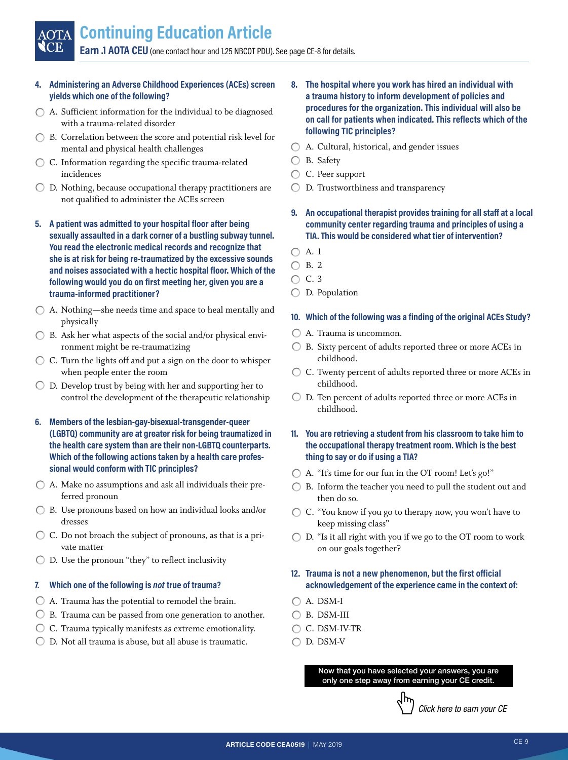# Continuing Education Article

**Earn .1 AOTA CEU** (one contact hour and 1.25 NBCOT PDU). See page CE-8 for details.

**4. Administering an Adverse Childhood Experiences (ACEs) screen yields which one of the following?**

- A. Sufficient information for the individual to be diagnosed with a trauma-related disorder
- B. Correlation between the score and potential risk level for mental and physical health challenges
- C. Information regarding the specific trauma-related incidences
- D. Nothing, because occupational therapy practitioners are not qualified to administer the ACEs screen

**5. A patient was admitted to your hospital floor after being sexually assaulted in a dark corner of a bustling subway tunnel. You read the electronic medical records and recognize that she is at risk for being re-traumatized by the excessive sounds and noises associated with a hectic hospital floor. Which of the following would you do on first meeting her, given you are a trauma-informed practitioner?**

- A. Nothing—she needs time and space to heal mentally and physically
- B. Ask her what aspects of the social and/or physical environment might be re-traumatizing
- C. Turn the lights off and put a sign on the door to whisper when people enter the room
- D. Develop trust by being with her and supporting her to control the development of the therapeutic relationship

**6. Members of the lesbian-gay-bisexual-transgender-queer (LGBTQ) community are at greater risk for being traumatized in the health care system than are their non-LGBTQ counterparts. Which of the following actions taken by a health care professional would conform with TIC principles?**

- A. Make no assumptions and ask all individuals their preferred pronoun
- B. Use pronouns based on how an individual looks and/or dresses
- C. Do not broach the subject of pronouns, as that is a private matter
- D. Use the pronoun "they" to reflect inclusivity

**7. Which one of the following is *not* true of trauma?**

- A. Trauma has the potential to remodel the brain.
- B. Trauma can be passed from one generation to another.
- C. Trauma typically manifests as extreme emotionality.
- D. Not all trauma is abuse, but all abuse is traumatic.

**8. The hospital where you work has hired an individual with a trauma history to inform development of policies and procedures for the organization. This individual will also be on call for patients when indicated. This reflects which of the following TIC principles?**

- A. Cultural, historical, and gender issues
- B. Safety
- C. Peer support
- D. Trustworthiness and transparency

**9. An occupational therapist provides training for all staff at a local community center regarding trauma and principles of using a TIA. This would be considered what tier of intervention?**

- A. 1
- B. 2
- C. 3
- D. Population

**10. Which of the following was a finding of the original ACEs Study?**

- A. Trauma is uncommon.
- B. Sixty percent of adults reported three or more ACEs in childhood.
- C. Twenty percent of adults reported three or more ACEs in childhood.
- D. Ten percent of adults reported three or more ACEs in childhood.

**11. You are retrieving a student from his classroom to take him to the occupational therapy treatment room. Which is the best thing to say or do if using a TIA?**

- A. "It's time for our fun in the OT room! Let's go!"
- B. Inform the teacher you need to pull the student out and then do so.
- C. "You know if you go to therapy now, you won't have to keep missing class"
- D. "Is it all right with you if we go to the OT room to work on our goals together?

**12. Trauma is not a new phenomenon, but the first official acknowledgement of the experience came in the context of:**

- A. DSM-I
- B. DSM-III
- C. DSM-IV-TR
- D. DSM-V

Now that you have selected your answers, you are only one step away from earning your CE credit.

*Click here to earn your CE*

**ARTICLE CODE CEA0519** | MAY 2019